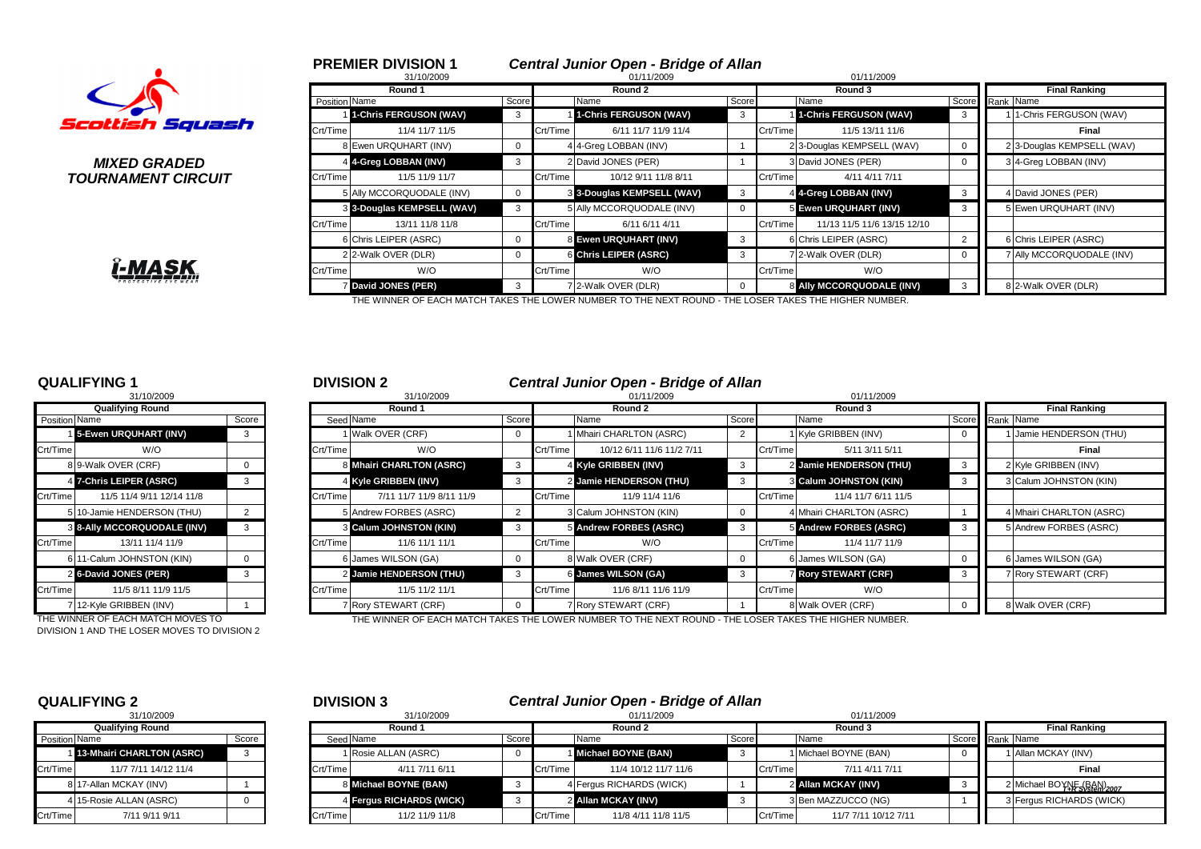Scottish Squash

***MIXED GRADED TOURNAMENT CIRCUIT***

i-MASK PROTECTIVE EYE WEAR

## PREMIER DIVISION 1

***Central Junior Open - Bridge of Allan***

| Round 1 (31/10/2009) | | | Round 2 (01/11/2009) | | | Round 3 (01/11/2009) | | | Final Ranking | |
|---|---|---|---|---|---|---|---|---|---|---|
| Position | Name | Score | | Name | Score | | Name | Score | Rank | Name |
| 1 | **1-Chris FERGUSON (WAV)** | 3 | 1 | **1-Chris FERGUSON (WAV)** | 3 | 1 | **1-Chris FERGUSON (WAV)** | 3 | 1 | 1-Chris FERGUSON (WAV) |
| Crt/Time | 11/4 11/7 11/5 | | Crt/Time | 6/11 11/7 11/9 11/4 | | Crt/Time | 11/5 13/11 11/6 | | | **Final** |
| 8 | Ewen URQUHART (INV) | 0 | 4 | 4-Greg LOBBAN (INV) | 1 | 2 | 3-Douglas KEMPSELL (WAV) | 0 | 2 | 3-Douglas KEMPSELL (WAV) |
| 4 | **4-Greg LOBBAN (INV)** | 3 | 2 | David JONES (PER) | 1 | 3 | David JONES (PER) | 0 | 3 | 4-Greg LOBBAN (INV) |
| Crt/Time | 11/5 11/9 11/7 | | Crt/Time | 10/12 9/11 11/8 8/11 | | Crt/Time | 4/11 4/11 7/11 | | | |
| 5 | Ally MCCORQUODALE (INV) | 0 | 3 | **3-Douglas KEMPSELL (WAV)** | 3 | 4 | **4-Greg LOBBAN (INV)** | 3 | 4 | David JONES (PER) |
| 3 | **3-Douglas KEMPSELL (WAV)** | 3 | 5 | Ally MCCORQUODALE (INV) | 0 | 5 | **Ewen URQUHART (INV)** | 3 | 5 | Ewen URQUHART (INV) |
| Crt/Time | 13/11 11/8 11/8 | | Crt/Time | 6/11 6/11 4/11 | | Crt/Time | 11/13 11/5 11/6 13/15 12/10 | | | |
| 6 | Chris LEIPER (ASRC) | 0 | 8 | **Ewen URQUHART (INV)** | 3 | 6 | Chris LEIPER (ASRC) | 2 | 6 | Chris LEIPER (ASRC) |
| 2 | 2-Walk OVER (DLR) | 0 | 6 | **Chris LEIPER (ASRC)** | 3 | 7 | 2-Walk OVER (DLR) | 0 | 7 | Ally MCCORQUODALE (INV) |
| Crt/Time | W/O | | Crt/Time | W/O | | Crt/Time | W/O | | | |
| 7 | **David JONES (PER)** | 3 | 7 | 2-Walk OVER (DLR) | 0 | 8 | **Ally MCCORQUODALE (INV)** | 3 | 8 | 2-Walk OVER (DLR) |

THE WINNER OF EACH MATCH TAKES THE LOWER NUMBER TO THE NEXT ROUND - THE LOSER TAKES THE HIGHER NUMBER.

## QUALIFYING 1

| Qualifying Round (31/10/2009) | | |
|---|---|---|
| Position | Name | Score |
| 1 | **5-Ewen URQUHART (INV)** | 3 |
| Crt/Time | W/O | |
| 8 | 9-Walk OVER (CRF) | 0 |
| 4 | **7-Chris LEIPER (ASRC)** | 3 |
| Crt/Time | 11/5 11/4 9/11 12/14 11/8 | |
| 5 | 10-Jamie HENDERSON (THU) | 2 |
| 3 | **8-Ally MCCORQUODALE (INV)** | 3 |
| Crt/Time | 13/11 11/4 11/9 | |
| 6 | 11-Calum JOHNSTON (KIN) | 0 |
| 2 | **6-David JONES (PER)** | 3 |
| Crt/Time | 11/5 8/11 11/9 11/5 | |
| 7 | 12-Kyle GRIBBEN (INV) | 1 |

THE WINNER OF EACH MATCH MOVES TO DIVISION 1 AND THE LOSER MOVES TO DIVISION 2

## DIVISION 2

***Central Junior Open - Bridge of Allan***

| Round 1 (31/10/2009) | | | Round 2 (01/11/2009) | | | Round 3 (01/11/2009) | | | Final Ranking | |
|---|---|---|---|---|---|---|---|---|---|---|
| Seed | Name | Score | | Name | Score | | Name | Score | Rank | Name |
| 1 | Walk OVER (CRF) | 0 | 1 | Mhairi CHARLTON (ASRC) | 2 | 1 | Kyle GRIBBEN (INV) | 0 | 1 | Jamie HENDERSON (THU) |
| Crt/Time | W/O | | Crt/Time | 10/12 6/11 11/6 11/2 7/11 | | Crt/Time | 5/11 3/11 5/11 | | | **Final** |
| 8 | **Mhairi CHARLTON (ASRC)** | 3 | 4 | **Kyle GRIBBEN (INV)** | 3 | 2 | **Jamie HENDERSON (THU)** | 3 | 2 | Kyle GRIBBEN (INV) |
| 4 | **Kyle GRIBBEN (INV)** | 3 | 2 | **Jamie HENDERSON (THU)** | 3 | 3 | **Calum JOHNSTON (KIN)** | 3 | 3 | Calum JOHNSTON (KIN) |
| Crt/Time | 7/11 11/7 11/9 8/11 11/9 | | Crt/Time | 11/9 11/4 11/6 | | Crt/Time | 11/4 11/7 6/11 11/5 | | | |
| 5 | Andrew FORBES (ASRC) | 2 | 3 | Calum JOHNSTON (KIN) | 0 | 4 | Mhairi CHARLTON (ASRC) | 1 | 4 | Mhairi CHARLTON (ASRC) |
| 3 | **Calum JOHNSTON (KIN)** | 3 | 5 | **Andrew FORBES (ASRC)** | 3 | 5 | **Andrew FORBES (ASRC)** | 3 | 5 | Andrew FORBES (ASRC) |
| Crt/Time | 11/6 11/1 11/1 | | Crt/Time | W/O | | Crt/Time | 11/4 11/7 11/9 | | | |
| 6 | James WILSON (GA) | 0 | 8 | Walk OVER (CRF) | 0 | 6 | James WILSON (GA) | 0 | 6 | James WILSON (GA) |
| 2 | **Jamie HENDERSON (THU)** | 3 | 6 | **James WILSON (GA)** | 3 | 7 | **Rory STEWART (CRF)** | 3 | 7 | Rory STEWART (CRF) |
| Crt/Time | 11/5 11/2 11/1 | | Crt/Time | 11/6 8/11 11/6 11/9 | | Crt/Time | W/O | | | |
| 7 | Rory STEWART (CRF) | 0 | 7 | Rory STEWART (CRF) | 1 | 8 | Walk OVER (CRF) | 0 | 8 | Walk OVER (CRF) |

THE WINNER OF EACH MATCH TAKES THE LOWER NUMBER TO THE NEXT ROUND - THE LOSER TAKES THE HIGHER NUMBER.

## QUALIFYING 2

| Qualifying Round (31/10/2009) | | |
|---|---|---|
| Position | Name | Score |
| 1 | **13-Mhairi CHARLTON (ASRC)** | 3 |
| Crt/Time | 11/7 7/11 14/12 11/4 | |
| 8 | 17-Allan MCKAY (INV) | 1 |
| 4 | 15-Rosie ALLAN (ASRC) | 0 |
| Crt/Time | 7/11 9/11 9/11 | |

## DIVISION 3

***Central Junior Open - Bridge of Allan***

| Round 1 (31/10/2009) | | | Round 2 (01/11/2009) | | | Round 3 (01/11/2009) | | | Final Ranking | |
|---|---|---|---|---|---|---|---|---|---|---|
| Seed | Name | Score | | Name | Score | | Name | Score | Rank | Name |
| 1 | Rosie ALLAN (ASRC) | 0 | 1 | **Michael BOYNE (BAN)** | 3 | 1 | Michael BOYNE (BAN) | 0 | 1 | Allan MCKAY (INV) |
| Crt/Time | 4/11 7/11 6/11 | | Crt/Time | 11/4 10/12 11/7 11/6 | | Crt/Time | 7/11 4/11 7/11 | | | **Final** |
| 8 | **Michael BOYNE (BAN)** | 3 | 4 | Fergus RICHARDS (WICK) | 1 | 2 | **Allan MCKAY (INV)** | 3 | 2 | Michael BOYNE (BAN) |
| 4 | **Fergus RICHARDS (WICK)** | 3 | 2 | **Allan MCKAY (INV)** | 3 | 3 | Ben MAZZUCCO (NG) | 1 | 3 | Fergus RICHARDS (WICK) |
| Crt/Time | 11/2 11/9 11/8 | | Crt/Time | 11/8 4/11 11/8 11/5 | | Crt/Time | 11/7 7/11 10/12 7/11 | | | |

T+R System 2007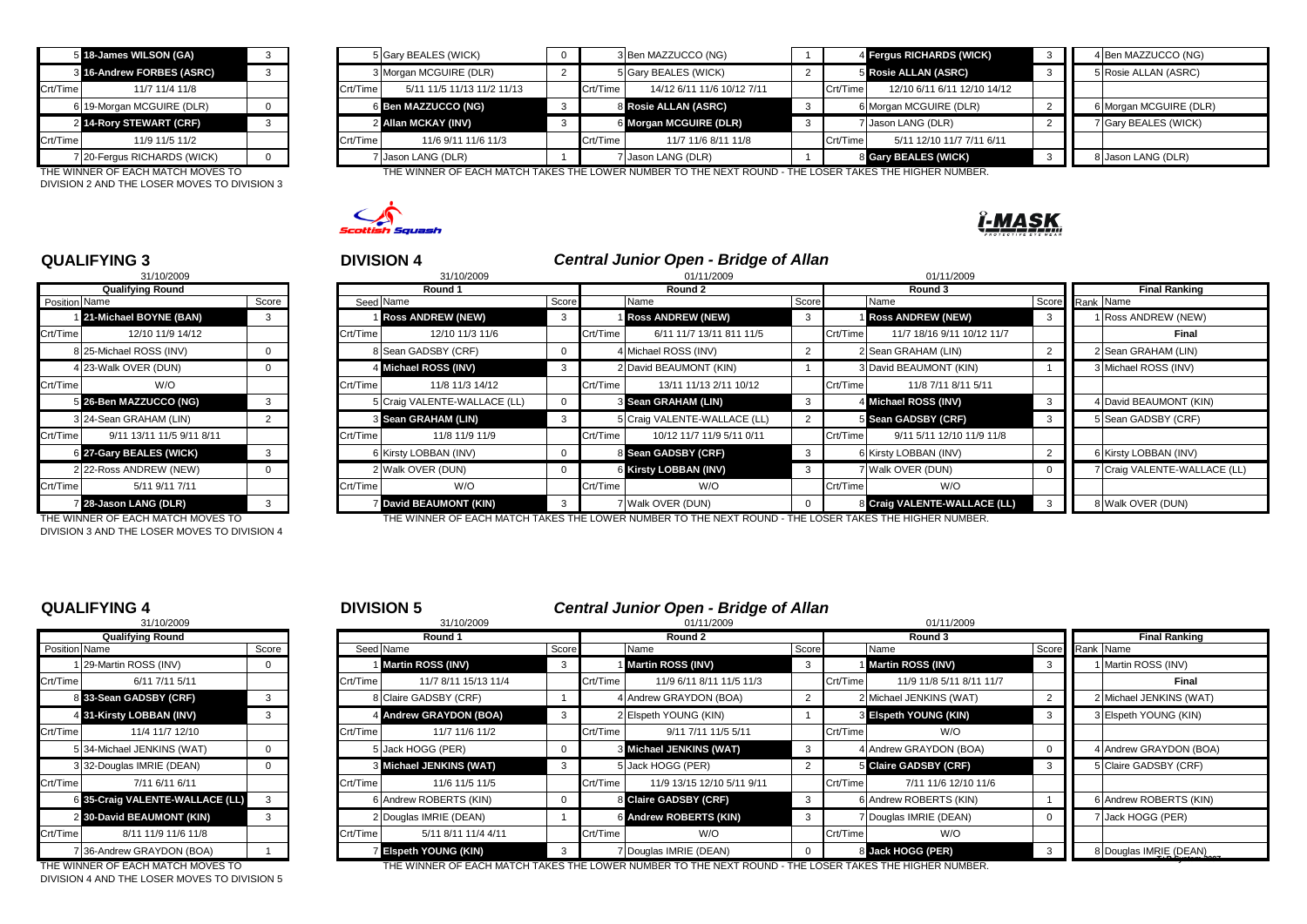| Position | Name | Score |
|---|---|---|
| 5 | 18-James WILSON (GA) | 3 |
| 3 | 16-Andrew FORBES (ASRC) | 3 |
| Crt/Time | 11/7 11/4 11/8 | |
| 6 | 19-Morgan MCGUIRE (DLR) | 0 |
| 2 | 14-Rory STEWART (CRF) | 3 |
| Crt/Time | 11/9 11/5 11/2 | |
| 7 | 20-Fergus RICHARDS (WICK) | 0 |

THE WINNER OF EACH MATCH MOVES TO DIVISION 2 AND THE LOSER MOVES TO DIVISION 3

| Seed | Round 1 | Score | | Round 2 | Score | | Round 3 | Score | Rank | Final Ranking |
|---|---|---|---|---|---|---|---|---|---|---|
| 5 | Gary BEALES (WICK) | 0 | 3 | Ben MAZZUCCO (NG) | 1 | 4 | Fergus RICHARDS (WICK) | 3 | 4 | Ben MAZZUCCO (NG) |
| 3 | Morgan MCGUIRE (DLR) | 2 | 5 | Gary BEALES (WICK) | 2 | 5 | Rosie ALLAN (ASRC) | 3 | 5 | Rosie ALLAN (ASRC) |
| Crt/Time | 5/11 11/5 11/13 11/2 11/13 | | Crt/Time | 14/12 6/11 11/6 10/12 7/11 | | Crt/Time | 12/10 6/11 6/11 12/10 14/12 | | | |
| 6 | Ben MAZZUCCO (NG) | 3 | 8 | Rosie ALLAN (ASRC) | 3 | 6 | Morgan MCGUIRE (DLR) | 2 | 6 | Morgan MCGUIRE (DLR) |
| 2 | Allan MCKAY (INV) | 3 | 6 | Morgan MCGUIRE (DLR) | 3 | 7 | Jason LANG (DLR) | 2 | 7 | Gary BEALES (WICK) |
| Crt/Time | 11/6 9/11 11/6 11/3 | | Crt/Time | 11/7 11/6 8/11 11/8 | | Crt/Time | 5/11 12/10 11/7 7/11 6/11 | | | |
| 7 | Jason LANG (DLR) | 1 | 7 | Jason LANG (DLR) | 1 | 8 | Gary BEALES (WICK) | 3 | 8 | Jason LANG (DLR) |

THE WINNER OF EACH MATCH TAKES THE LOWER NUMBER TO THE NEXT ROUND - THE LOSER TAKES THE HIGHER NUMBER.

## QUALIFYING 3

31/10/2009

| Position | Qualifying Round | Score |
|---|---|---|
| 1 | 21-Michael BOYNE (BAN) | 3 |
| Crt/Time | 12/10 11/9 14/12 | |
| 8 | 25-Michael ROSS (INV) | 0 |
| 4 | 23-Walk OVER (DUN) | 0 |
| Crt/Time | W/O | |
| 5 | 26-Ben MAZZUCCO (NG) | 3 |
| 3 | 24-Sean GRAHAM (LIN) | 2 |
| Crt/Time | 9/11 13/11 11/5 9/11 8/11 | |
| 6 | 27-Gary BEALES (WICK) | 3 |
| 2 | 22-Ross ANDREW (NEW) | 0 |
| Crt/Time | 5/11 9/11 7/11 | |
| 7 | 28-Jason LANG (DLR) | 3 |

THE WINNER OF EACH MATCH MOVES TO DIVISION 3 AND THE LOSER MOVES TO DIVISION 4

## DIVISION 4

### Central Junior Open - Bridge of Allan

| Seed | Round 1 (31/10/2009) | Score | | Round 2 (01/11/2009) | Score | | Round 3 (01/11/2009) | Score | Rank | Final Ranking |
|---|---|---|---|---|---|---|---|---|---|---|
| 1 | Ross ANDREW (NEW) | 3 | 1 | Ross ANDREW (NEW) | 3 | 1 | Ross ANDREW (NEW) | 3 | 1 | Ross ANDREW (NEW) |
| Crt/Time | 12/10 11/3 11/6 | | Crt/Time | 6/11 11/7 13/11 811 11/5 | | Crt/Time | 11/7 18/16 9/11 10/12 11/7 | | | Final |
| 8 | Sean GADSBY (CRF) | 0 | 4 | Michael ROSS (INV) | 2 | 2 | Sean GRAHAM (LIN) | 2 | 2 | Sean GRAHAM (LIN) |
| 4 | Michael ROSS (INV) | 3 | 2 | David BEAUMONT (KIN) | 1 | 3 | David BEAUMONT (KIN) | 1 | 3 | Michael ROSS (INV) |
| Crt/Time | 11/8 11/3 14/12 | | Crt/Time | 13/11 11/13 2/11 10/12 | | Crt/Time | 11/8 7/11 8/11 5/11 | | | |
| 5 | Craig VALENTE-WALLACE (LL) | 0 | 3 | Sean GRAHAM (LIN) | 3 | 4 | Michael ROSS (INV) | 3 | 4 | David BEAUMONT (KIN) |
| 3 | Sean GRAHAM (LIN) | 3 | 5 | Craig VALENTE-WALLACE (LL) | 2 | 5 | Sean GADSBY (CRF) | 3 | 5 | Sean GADSBY (CRF) |
| Crt/Time | 11/8 11/9 11/9 | | Crt/Time | 10/12 11/7 11/9 5/11 0/11 | | Crt/Time | 9/11 5/11 12/10 11/9 11/8 | | | |
| 6 | Kirsty LOBBAN (INV) | 0 | 8 | Sean GADSBY (CRF) | 3 | 6 | Kirsty LOBBAN (INV) | 2 | 6 | Kirsty LOBBAN (INV) |
| 2 | Walk OVER (DUN) | 0 | 6 | Kirsty LOBBAN (INV) | 3 | 7 | Walk OVER (DUN) | 0 | 7 | Craig VALENTE-WALLACE (LL) |
| Crt/Time | W/O | | Crt/Time | W/O | | Crt/Time | W/O | | | |
| 7 | David BEAUMONT (KIN) | 3 | 7 | Walk OVER (DUN) | 0 | 8 | Craig VALENTE-WALLACE (LL) | 3 | 8 | Walk OVER (DUN) |

THE WINNER OF EACH MATCH TAKES THE LOWER NUMBER TO THE NEXT ROUND - THE LOSER TAKES THE HIGHER NUMBER.

## QUALIFYING 4

31/10/2009

| Position | Name | Score |
|---|---|---|
| 1 | 29-Martin ROSS (INV) | 0 |
| Crt/Time | 6/11 7/11 5/11 | |
| 8 | 33-Sean GADSBY (CRF) | 3 |
| 4 | 31-Kirsty LOBBAN (INV) | 3 |
| Crt/Time | 11/4 11/7 12/10 | |
| 5 | 34-Michael JENKINS (WAT) | 0 |
| 3 | 32-Douglas IMRIE (DEAN) | 0 |
| Crt/Time | 7/11 6/11 6/11 | |
| 6 | 35-Craig VALENTE-WALLACE (LL) | 3 |
| 2 | 30-David BEAUMONT (KIN) | 3 |
| Crt/Time | 8/11 11/9 11/6 11/8 | |
| 7 | 36-Andrew GRAYDON (BOA) | 1 |

THE WINNER OF EACH MATCH MOVES TO DIVISION 4 AND THE LOSER MOVES TO DIVISION 5

## DIVISION 5

### Central Junior Open - Bridge of Allan

| Seed | Round 1 (31/10/2009) | Score | | Round 2 (01/11/2009) | Score | | Round 3 (01/11/2009) | Score | Rank | Final Ranking |
|---|---|---|---|---|---|---|---|---|---|---|
| 1 | Martin ROSS (INV) | 3 | 1 | Martin ROSS (INV) | 3 | 1 | Martin ROSS (INV) | 3 | 1 | Martin ROSS (INV) |
| Crt/Time | 11/7 8/11 15/13 11/4 | | Crt/Time | 11/9 6/11 8/11 11/5 11/3 | | Crt/Time | 11/9 11/8 5/11 8/11 11/7 | | | Final |
| 8 | Claire GADSBY (CRF) | 1 | 4 | Andrew GRAYDON (BOA) | 2 | 2 | Michael JENKINS (WAT) | 2 | 2 | Michael JENKINS (WAT) |
| 4 | Andrew GRAYDON (BOA) | 3 | 2 | Elspeth YOUNG (KIN) | 1 | 3 | Elspeth YOUNG (KIN) | 3 | 3 | Elspeth YOUNG (KIN) |
| Crt/Time | 11/7 11/6 11/2 | | Crt/Time | 9/11 7/11 11/5 5/11 | | Crt/Time | W/O | | | |
| 5 | Jack HOGG (PER) | 0 | 3 | Michael JENKINS (WAT) | 3 | 4 | Andrew GRAYDON (BOA) | 0 | 4 | Andrew GRAYDON (BOA) |
| 3 | Michael JENKINS (WAT) | 3 | 5 | Jack HOGG (PER) | 2 | 5 | Claire GADSBY (CRF) | 3 | 5 | Claire GADSBY (CRF) |
| Crt/Time | 11/6 11/5 11/5 | | Crt/Time | 11/9 13/15 12/10 5/11 9/11 | | Crt/Time | 7/11 11/6 12/10 11/6 | | | |
| 6 | Andrew ROBERTS (KIN) | 0 | 8 | Claire GADSBY (CRF) | 3 | 6 | Andrew ROBERTS (KIN) | 1 | 6 | Andrew ROBERTS (KIN) |
| 2 | Douglas IMRIE (DEAN) | 1 | 6 | Andrew ROBERTS (KIN) | 3 | 7 | Douglas IMRIE (DEAN) | 0 | 7 | Jack HOGG (PER) |
| Crt/Time | 5/11 8/11 11/4 4/11 | | Crt/Time | W/O | | Crt/Time | W/O | | | |
| 7 | Elspeth YOUNG (KIN) | 3 | 7 | Douglas IMRIE (DEAN) | 0 | 8 | Jack HOGG (PER) | 3 | 8 | Douglas IMRIE (DEAN) |

THE WINNER OF EACH MATCH TAKES THE LOWER NUMBER TO THE NEXT ROUND - THE LOSER TAKES THE HIGHER NUMBER.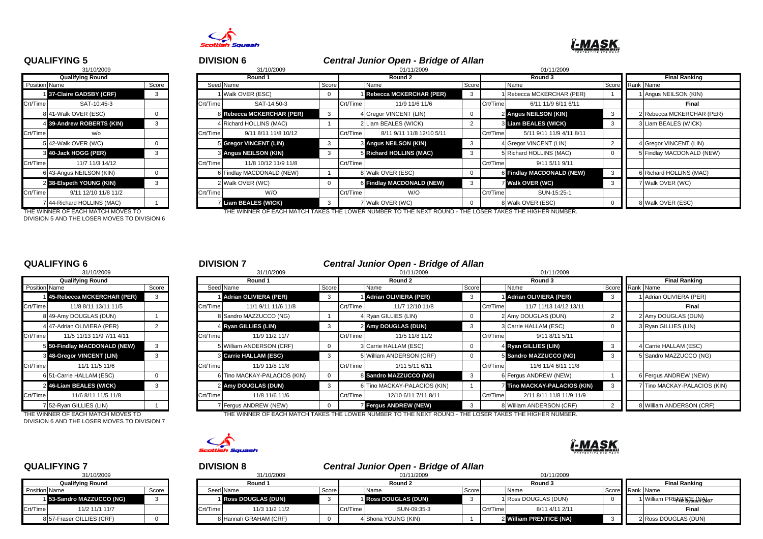## QUALIFYING 5

31/10/2009

| Position | Name | Score |
|---|---|---|
| **Qualifying Round** | | |
| 1 | **37-Claire GADSBY (CRF)** | 3 |
| Crt/Time | SAT-10:45-3 | |
| 8 | 41-Walk OVER (ESC) | 0 |
| 4 | **39-Andrew ROBERTS (KIN)** | 3 |
| Crt/Time | w/o | |
| 5 | 42-Walk OVER (WC) | 0 |
| 3 | **40-Jack HOGG (PER)** | 3 |
| Crt/Time | 11/7 11/3 14/12 | |
| 6 | 43-Angus NEILSON (KIN) | 0 |
| 2 | **38-Elspeth YOUNG (KIN)** | 3 |
| Crt/Time | 9/11 12/10 11/8 11/2 | |
| 7 | 44-Richard HOLLINS (MAC) | 1 |

THE WINNER OF EACH MATCH MOVES TO DIVISION 5 AND THE LOSER MOVES TO DIVISION 6

## DIVISION 6

### *Central Junior Open - Bridge of Allan*

| Seed | Round 1 (31/10/2009) Name | Score | | Round 2 (01/11/2009) Name | Score | | Round 3 (01/11/2009) Name | Score | Rank | Final Ranking Name |
|---|---|---|---|---|---|---|---|---|---|---|
| 1 | Walk OVER (ESC) | 0 | 1 | **Rebecca MCKERCHAR (PER)** | 3 | 1 | Rebecca MCKERCHAR (PER) | 1 | 1 | Angus NEILSON (KIN) |
| Crt/Time | SAT-14:50-3 | | Crt/Time | 11/9 11/6 11/6 | | Crt/Time | 6/11 11/9 6/11 6/11 | | | **Final** |
| 8 | **Rebecca MCKERCHAR (PER)** | 3 | 4 | Gregor VINCENT (LIN) | 0 | 2 | **Angus NEILSON (KIN)** | 3 | 2 | Rebecca MCKERCHAR (PER) |
| 4 | Richard HOLLINS (MAC) | 1 | 2 | Liam BEALES (WICK) | 2 | 3 | **Liam BEALES (WICK)** | 3 | 3 | Liam BEALES (WICK) |
| Crt/Time | 9/11 8/11 11/8 10/12 | | Crt/Time | 8/11 9/11 11/8 12/10 5/11 | | Crt/Time | 5/11 9/11 11/9 4/11 8/11 | | | |
| 5 | **Gregor VINCENT (LIN)** | 3 | 3 | **Angus NEILSON (KIN)** | 3 | 4 | Gregor VINCENT (LIN) | 2 | 4 | Gregor VINCENT (LIN) |
| 3 | **Angus NEILSON (KIN)** | 3 | 5 | **Richard HOLLINS (MAC)** | 3 | 5 | Richard HOLLINS (MAC) | 0 | 5 | Findlay MACDONALD (NEW) |
| Crt/Time | 11/8 10/12 11/9 11/8 | | Crt/Time | | | Crt/Time | 9/11 5/11 9/11 | | | |
| 6 | Findlay MACDONALD (NEW) | 1 | 8 | Walk OVER (ESC) | 0 | 6 | **Findlay MACDONALD (NEW)** | 3 | 6 | Richard HOLLINS (MAC) |
| 2 | Walk OVER (WC) | 0 | 6 | **Findlay MACDONALD (NEW)** | 3 | 7 | **Walk OVER (WC)** | 3 | 7 | Walk OVER (WC) |
| Crt/Time | W/O | | Crt/Time | W/O | | Crt/Time | SUN-15:25-1 | | | |
| 7 | **Liam BEALES (WICK)** | 3 | 7 | Walk OVER (WC) | 0 | 8 | Walk OVER (ESC) | 0 | 8 | Walk OVER (ESC) |

THE WINNER OF EACH MATCH TAKES THE LOWER NUMBER TO THE NEXT ROUND - THE LOSER TAKES THE HIGHER NUMBER.

## QUALIFYING 6

31/10/2009

| Position | Name | Score |
|---|---|---|
| **Qualifying Round** | | |
| 1 | **45-Rebecca MCKERCHAR (PER)** | 3 |
| Crt/Time | 11/8 8/11 13/11 11/5 | |
| 8 | 49-Amy DOUGLAS (DUN) | 1 |
| 4 | 47-Adrian OLIVIERA (PER) | 2 |
| Crt/Time | 11/5 11/13 11/9 7/11 4/11 | |
| 5 | **50-Findlay MACDONALD (NEW)** | 3 |
| 3 | **48-Gregor VINCENT (LIN)** | 3 |
| Crt/Time | 11/1 11/5 11/6 | |
| 6 | 51-Carrie HALLAM (ESC) | 0 |
| 2 | **46-Liam BEALES (WICK)** | 3 |
| Crt/Time | 11/6 8/11 11/5 11/8 | |
| 7 | 52-Ryan GILLIES (LIN) | 1 |

THE WINNER OF EACH MATCH MOVES TO DIVISION 6 AND THE LOSER MOVES TO DIVISION 7

## DIVISION 7

### *Central Junior Open - Bridge of Allan*

| Seed | Round 1 (31/10/2009) Name | Score | | Round 2 (01/11/2009) Name | Score | | Round 3 (01/11/2009) Name | Score | Rank | Final Ranking Name |
|---|---|---|---|---|---|---|---|---|---|---|
| 1 | **Adrian OLIVIERA (PER)** | 3 | 1 | **Adrian OLIVIERA (PER)** | 3 | 1 | **Adrian OLIVIERA (PER)** | 3 | 1 | Adrian OLIVIERA (PER) |
| Crt/Time | 11/1 9/11 11/6 11/8 | | Crt/Time | 11/7 12/10 11/8 | | Crt/Time | 11/7 11/13 14/12 13/11 | | | **Final** |
| 8 | Sandro MAZZUCCO (NG) | 1 | 4 | Ryan GILLIES (LIN) | 0 | 2 | Amy DOUGLAS (DUN) | 2 | 2 | Amy DOUGLAS (DUN) |
| 4 | **Ryan GILLIES (LIN)** | 3 | 2 | **Amy DOUGLAS (DUN)** | 3 | 3 | Carrie HALLAM (ESC) | 0 | 3 | Ryan GILLIES (LIN) |
| Crt/Time | 11/9 11/2 11/7 | | Crt/Time | 11/5 11/8 11/2 | | Crt/Time | 9/11 8/11 5/11 | | | |
| 5 | William ANDERSON (CRF) | 0 | 3 | Carrie HALLAM (ESC) | 0 | 4 | **Ryan GILLIES (LIN)** | 3 | 4 | Carrie HALLAM (ESC) |
| 3 | **Carrie HALLAM (ESC)** | 3 | 5 | William ANDERSON (CRF) | 0 | 5 | **Sandro MAZZUCCO (NG)** | 3 | 5 | Sandro MAZZUCCO (NG) |
| Crt/Time | 11/9 11/8 11/8 | | Crt/Time | 1/11 5/11 6/11 | | Crt/Time | 11/6 11/4 6/11 11/8 | | | |
| 6 | Tino MACKAY-PALACIOS (KIN) | 0 | 8 | **Sandro MAZZUCCO (NG)** | 3 | 6 | Fergus ANDREW (NEW) | 1 | 6 | Fergus ANDREW (NEW) |
| 2 | **Amy DOUGLAS (DUN)** | 3 | 6 | Tino MACKAY-PALACIOS (KIN) | 1 | 7 | **Tino MACKAY-PALACIOS (KIN)** | 3 | 7 | Tino MACKAY-PALACIOS (KIN) |
| Crt/Time | 11/8 11/6 11/6 | | Crt/Time | 12/10 6/11 7/11 8/11 | | Crt/Time | 2/11 8/11 11/8 11/9 11/9 | | | |
| 7 | Fergus ANDREW (NEW) | 0 | 7 | **Fergus ANDREW (NEW)** | 3 | 8 | William ANDERSON (CRF) | 2 | 8 | William ANDERSON (CRF) |

THE WINNER OF EACH MATCH TAKES THE LOWER NUMBER TO THE NEXT ROUND - THE LOSER TAKES THE HIGHER NUMBER.

## QUALIFYING 7

31/10/2009

| Position | Name | Score |
|---|---|---|
| **Qualifying Round** | | |
| 1 | **53-Sandro MAZZUCCO (NG)** | 3 |
| Crt/Time | 11/2 11/1 11/7 | |
| 8 | 57-Fraser GILLIES (CRF) | 0 |

## DIVISION 8

### *Central Junior Open - Bridge of Allan*

| Seed | Round 1 (31/10/2009) Name | Score | | Round 2 (01/11/2009) Name | Score | | Round 3 (01/11/2009) Name | Score | Rank | Final Ranking Name |
|---|---|---|---|---|---|---|---|---|---|---|
| 1 | **Ross DOUGLAS (DUN)** | 3 | 1 | **Ross DOUGLAS (DUN)** | 3 | 1 | Ross DOUGLAS (DUN) | 0 | 1 | William PRENTICE (NA) |
| Crt/Time | 11/3 11/2 11/2 | | Crt/Time | SUN-09:35-3 | | Crt/Time | 8/11 4/11 2/11 | | | **Final** |
| 8 | Hannah GRAHAM (CRF) | 0 | 4 | Shona YOUNG (KIN) | 1 | 2 | **William PRENTICE (NA)** | 3 | 2 | Ross DOUGLAS (DUN) |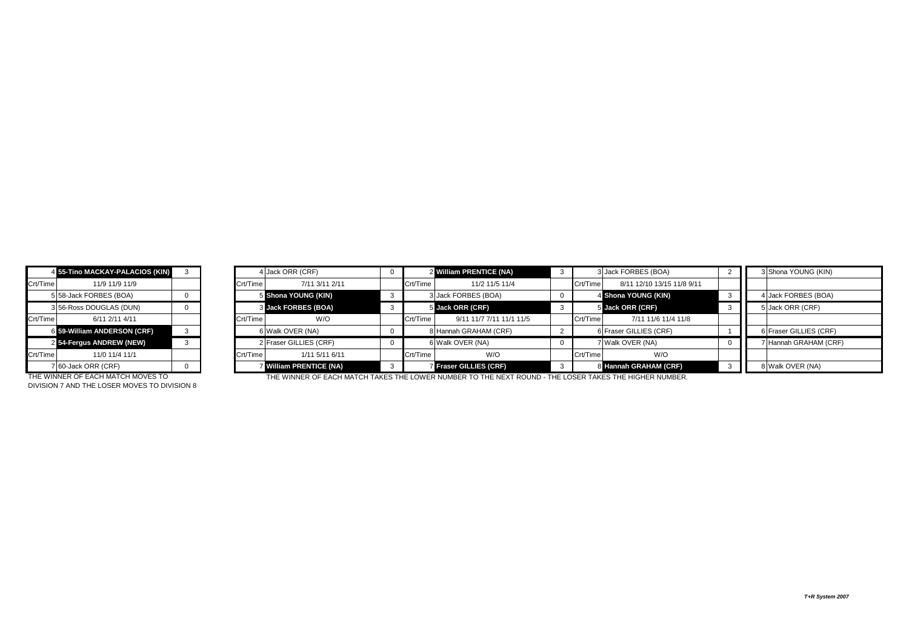| | | |
|---|---|---|
| 4 | **55-Tino MACKAY-PALACIOS (KIN)** | 3 |
| Crt/Time | 11/9 11/9 11/9 | |
| 5 | 58-Jack FORBES (BOA) | 0 |
| 3 | 56-Ross DOUGLAS (DUN) | 0 |
| Crt/Time | 6/11 2/11 4/11 | |
| 6 | **59-William ANDERSON (CRF)** | 3 |
| 2 | **54-Fergus ANDREW (NEW)** | 3 |
| Crt/Time | 11/0 11/4 11/1 | |
| 7 | 60-Jack ORR (CRF) | 0 |

THE WINNER OF EACH MATCH MOVES TO DIVISION 7 AND THE LOSER MOVES TO DIVISION 8

| | | | | | | | | | | | |
|---|---|---|---|---|---|---|---|---|---|---|---|
| 4 | Jack ORR (CRF) | 0 | 2 | **William PRENTICE (NA)** | 3 | 3 | Jack FORBES (BOA) | 2 | 3 | Shona YOUNG (KIN) | |
| Crt/Time | 7/11 3/11 2/11 | | Crt/Time | 11/2 11/5 11/4 | | Crt/Time | 8/11 12/10 13/15 11/8 9/11 | | | | |
| 5 | **Shona YOUNG (KIN)** | 3 | 3 | Jack FORBES (BOA) | 0 | 4 | **Shona YOUNG (KIN)** | 3 | 4 | Jack FORBES (BOA) | |
| 3 | **Jack FORBES (BOA)** | 3 | 5 | **Jack ORR (CRF)** | 3 | 5 | **Jack ORR (CRF)** | 3 | 5 | Jack ORR (CRF) | |
| Crt/Time | W/O | | Crt/Time | 9/11 11/7 7/11 11/1 11/5 | | Crt/Time | 7/11 11/6 11/4 11/8 | | | | |
| 6 | Walk OVER (NA) | 0 | 8 | Hannah GRAHAM (CRF) | 2 | 6 | Fraser GILLIES (CRF) | 1 | 6 | Fraser GILLIES (CRF) | |
| 2 | Fraser GILLIES (CRF) | 0 | 6 | Walk OVER (NA) | 0 | 7 | Walk OVER (NA) | 0 | 7 | Hannah GRAHAM (CRF) | |
| Crt/Time | 1/11 5/11 6/11 | | Crt/Time | W/O | | Crt/Time | W/O | | | | |
| 7 | **William PRENTICE (NA)** | 3 | 7 | **Fraser GILLIES (CRF)** | 3 | 8 | **Hannah GRAHAM (CRF)** | 3 | 8 | Walk OVER (NA) | |

THE WINNER OF EACH MATCH TAKES THE LOWER NUMBER TO THE NEXT ROUND - THE LOSER TAKES THE HIGHER NUMBER.

*T+R System 2007*